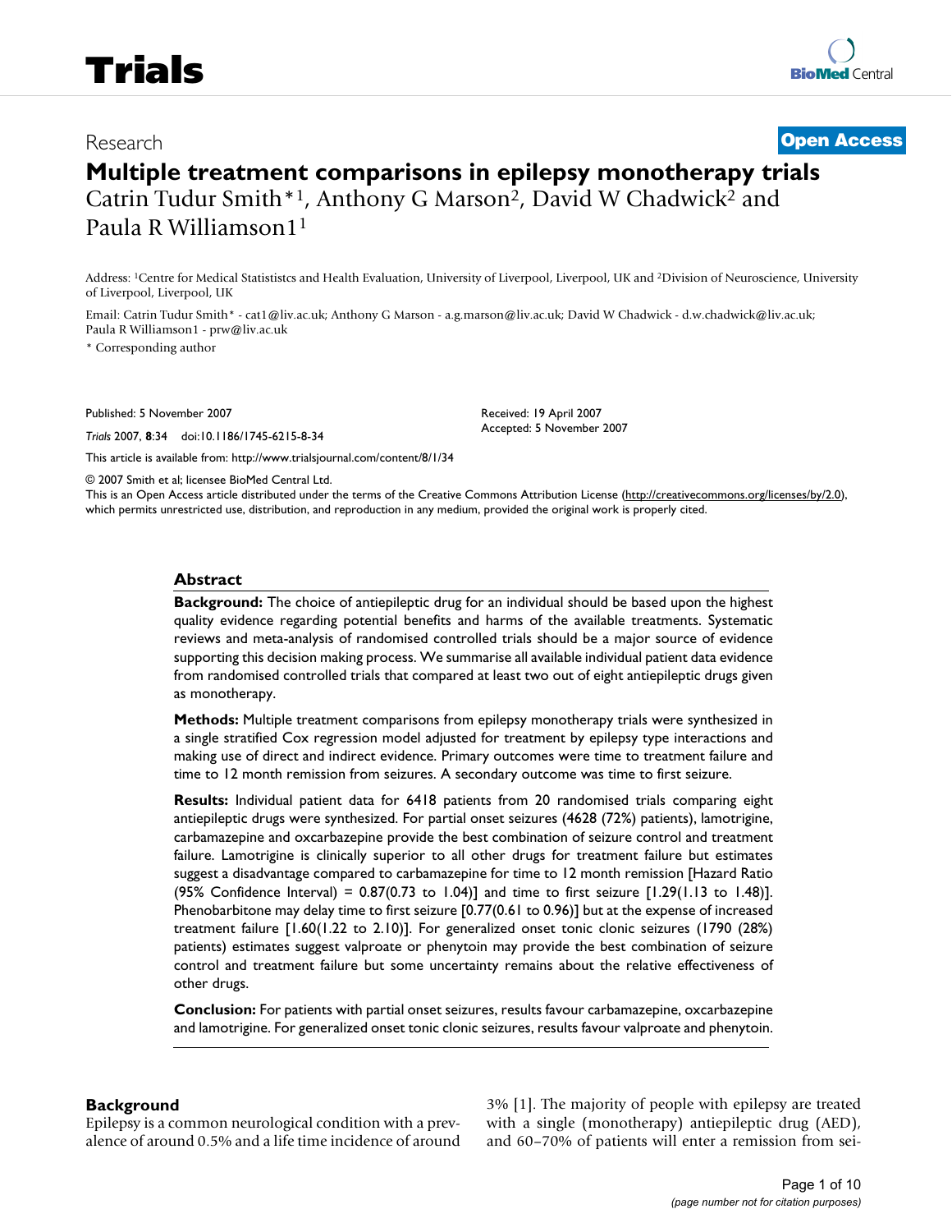Research

**Open Access**

# Multiple treatment comparisons in epilepsy monotherapy trials

Catrin Tudur Smith*[1], Anthony G Marson[2], David W Chadwick[2] and Paula R Williamson1[1]

Address: [1]Centre for Medical Statististcs and Health Evaluation, University of Liverpool, Liverpool, UK and [2]Division of Neuroscience, University of Liverpool, Liverpool, UK

Email: Catrin Tudur Smith* - cat1@liv.ac.uk; Anthony G Marson - a.g.marson@liv.ac.uk; David W Chadwick - d.w.chadwick@liv.ac.uk; Paula R Williamson1 - prw@liv.ac.uk

\* Corresponding author

Published: 5 November 2007

*Trials* 2007, **8**:34 doi:10.1186/1745-6215-8-34

Received: 19 April 2007
Accepted: 5 November 2007

This article is available from: http://www.trialsjournal.com/content/8/1/34

© 2007 Smith et al; licensee BioMed Central Ltd.
This is an Open Access article distributed under the terms of the Creative Commons Attribution License (http://creativecommons.org/licenses/by/2.0), which permits unrestricted use, distribution, and reproduction in any medium, provided the original work is properly cited.

## Abstract

**Background:** The choice of antiepileptic drug for an individual should be based upon the highest quality evidence regarding potential benefits and harms of the available treatments. Systematic reviews and meta-analysis of randomised controlled trials should be a major source of evidence supporting this decision making process. We summarise all available individual patient data evidence from randomised controlled trials that compared at least two out of eight antiepileptic drugs given as monotherapy.

**Methods:** Multiple treatment comparisons from epilepsy monotherapy trials were synthesized in a single stratified Cox regression model adjusted for treatment by epilepsy type interactions and making use of direct and indirect evidence. Primary outcomes were time to treatment failure and time to 12 month remission from seizures. A secondary outcome was time to first seizure.

**Results:** Individual patient data for 6418 patients from 20 randomised trials comparing eight antiepileptic drugs were synthesized. For partial onset seizures (4628 (72%) patients), lamotrigine, carbamazepine and oxcarbazepine provide the best combination of seizure control and treatment failure. Lamotrigine is clinically superior to all other drugs for treatment failure but estimates suggest a disadvantage compared to carbamazepine for time to 12 month remission [Hazard Ratio (95% Confidence Interval) = 0.87(0.73 to 1.04)] and time to first seizure [1.29(1.13 to 1.48)]. Phenobarbitone may delay time to first seizure [0.77(0.61 to 0.96)] but at the expense of increased treatment failure [1.60(1.22 to 2.10)]. For generalized onset tonic clonic seizures (1790 (28%) patients) estimates suggest valproate or phenytoin may provide the best combination of seizure control and treatment failure but some uncertainty remains about the relative effectiveness of other drugs.

**Conclusion:** For patients with partial onset seizures, results favour carbamazepine, oxcarbazepine and lamotrigine. For generalized onset tonic clonic seizures, results favour valproate and phenytoin.

## Background

Epilepsy is a common neurological condition with a prevalence of around 0.5% and a life time incidence of around 3% [1]. The majority of people with epilepsy are treated with a single (monotherapy) antiepileptic drug (AED), and 60–70% of patients will enter a remission from sei-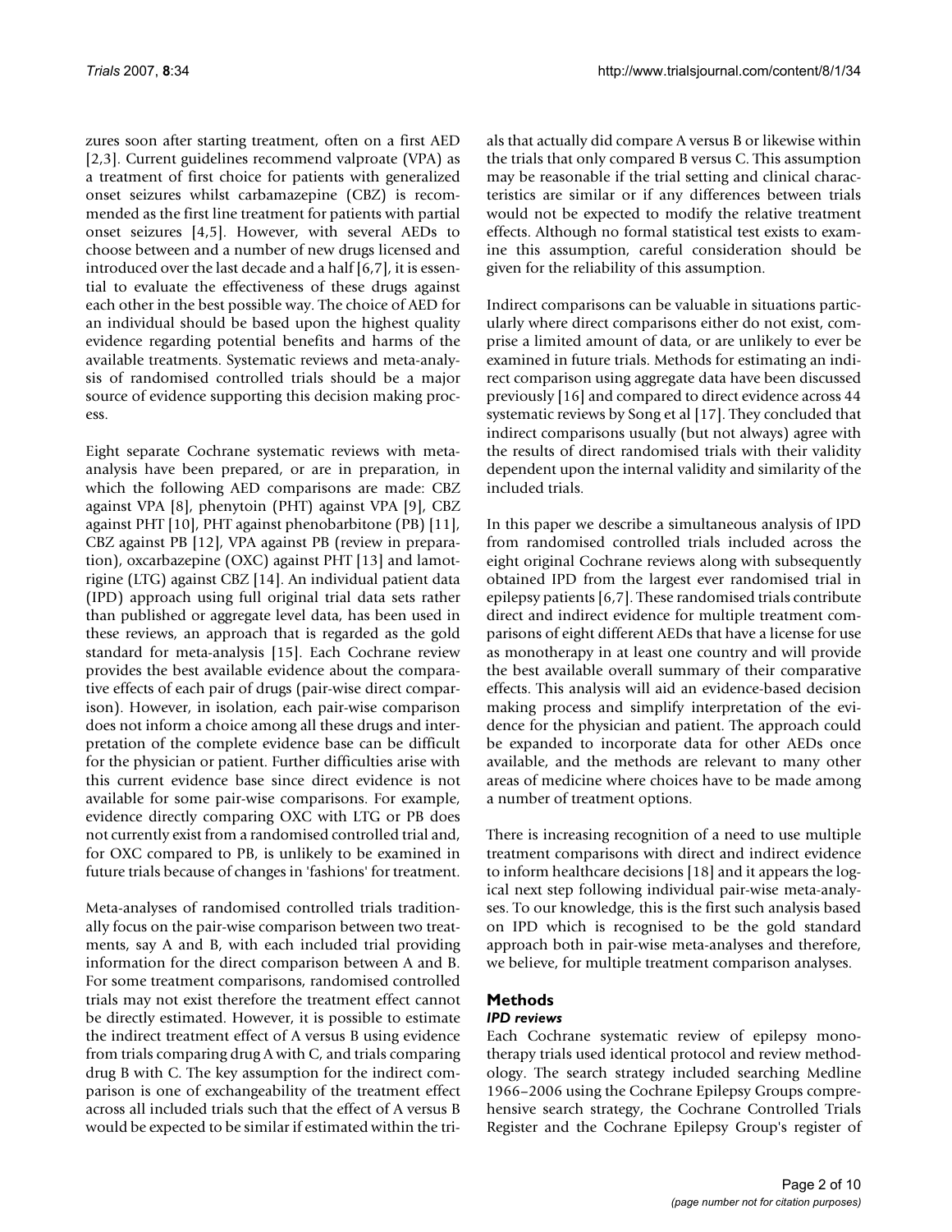zures soon after starting treatment, often on a first AED [2,3]. Current guidelines recommend valproate (VPA) as a treatment of first choice for patients with generalized onset seizures whilst carbamazepine (CBZ) is recommended as the first line treatment for patients with partial onset seizures [4,5]. However, with several AEDs to choose between and a number of new drugs licensed and introduced over the last decade and a half [6,7], it is essential to evaluate the effectiveness of these drugs against each other in the best possible way. The choice of AED for an individual should be based upon the highest quality evidence regarding potential benefits and harms of the available treatments. Systematic reviews and meta-analysis of randomised controlled trials should be a major source of evidence supporting this decision making process.

Eight separate Cochrane systematic reviews with meta-analysis have been prepared, or are in preparation, in which the following AED comparisons are made: CBZ against VPA [8], phenytoin (PHT) against VPA [9], CBZ against PHT [10], PHT against phenobarbitone (PB) [11], CBZ against PB [12], VPA against PB (review in preparation), oxcarbazepine (OXC) against PHT [13] and lamotrigine (LTG) against CBZ [14]. An individual patient data (IPD) approach using full original trial data sets rather than published or aggregate level data, has been used in these reviews, an approach that is regarded as the gold standard for meta-analysis [15]. Each Cochrane review provides the best available evidence about the comparative effects of each pair of drugs (pair-wise direct comparison). However, in isolation, each pair-wise comparison does not inform a choice among all these drugs and interpretation of the complete evidence base can be difficult for the physician or patient. Further difficulties arise with this current evidence base since direct evidence is not available for some pair-wise comparisons. For example, evidence directly comparing OXC with LTG or PB does not currently exist from a randomised controlled trial and, for OXC compared to PB, is unlikely to be examined in future trials because of changes in 'fashions' for treatment.

Meta-analyses of randomised controlled trials traditionally focus on the pair-wise comparison between two treatments, say A and B, with each included trial providing information for the direct comparison between A and B. For some treatment comparisons, randomised controlled trials may not exist therefore the treatment effect cannot be directly estimated. However, it is possible to estimate the indirect treatment effect of A versus B using evidence from trials comparing drug A with C, and trials comparing drug B with C. The key assumption for the indirect comparison is one of exchangeability of the treatment effect across all included trials such that the effect of A versus B would be expected to be similar if estimated within the trials that actually did compare A versus B or likewise within the trials that only compared B versus C. This assumption may be reasonable if the trial setting and clinical characteristics are similar or if any differences between trials would not be expected to modify the relative treatment effects. Although no formal statistical test exists to examine this assumption, careful consideration should be given for the reliability of this assumption.

Indirect comparisons can be valuable in situations particularly where direct comparisons either do not exist, comprise a limited amount of data, or are unlikely to ever be examined in future trials. Methods for estimating an indirect comparison using aggregate data have been discussed previously [16] and compared to direct evidence across 44 systematic reviews by Song et al [17]. They concluded that indirect comparisons usually (but not always) agree with the results of direct randomised trials with their validity dependent upon the internal validity and similarity of the included trials.

In this paper we describe a simultaneous analysis of IPD from randomised controlled trials included across the eight original Cochrane reviews along with subsequently obtained IPD from the largest ever randomised trial in epilepsy patients [6,7]. These randomised trials contribute direct and indirect evidence for multiple treatment comparisons of eight different AEDs that have a license for use as monotherapy in at least one country and will provide the best available overall summary of their comparative effects. This analysis will aid an evidence-based decision making process and simplify interpretation of the evidence for the physician and patient. The approach could be expanded to incorporate data for other AEDs once available, and the methods are relevant to many other areas of medicine where choices have to be made among a number of treatment options.

There is increasing recognition of a need to use multiple treatment comparisons with direct and indirect evidence to inform healthcare decisions [18] and it appears the logical next step following individual pair-wise meta-analyses. To our knowledge, this is the first such analysis based on IPD which is recognised to be the gold standard approach both in pair-wise meta-analyses and therefore, we believe, for multiple treatment comparison analyses.

## Methods

### *IPD reviews*

Each Cochrane systematic review of epilepsy monotherapy trials used identical protocol and review methodology. The search strategy included searching Medline 1966–2006 using the Cochrane Epilepsy Groups comprehensive search strategy, the Cochrane Controlled Trials Register and the Cochrane Epilepsy Group's register of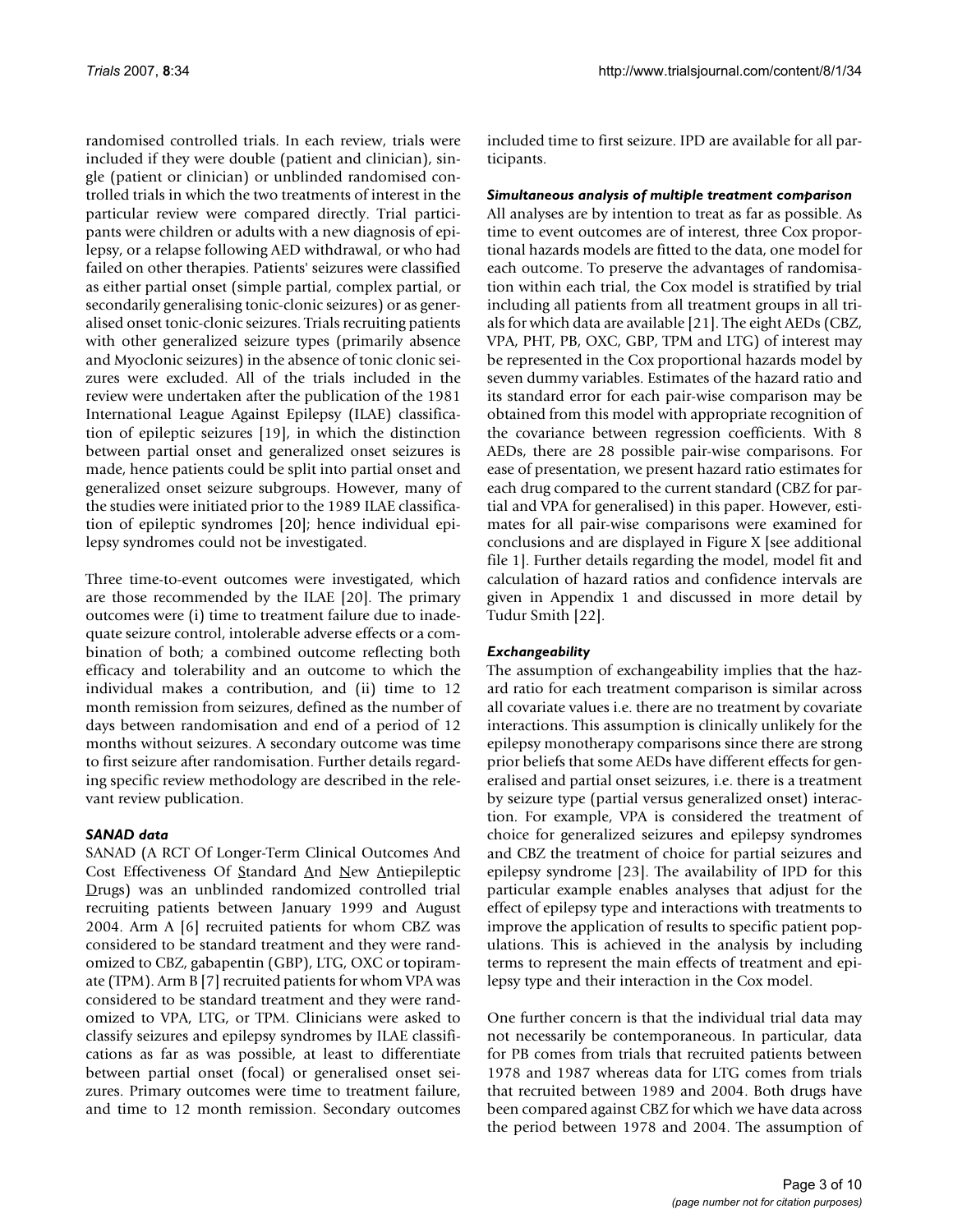randomised controlled trials. In each review, trials were included if they were double (patient and clinician), single (patient or clinician) or unblinded randomised controlled trials in which the two treatments of interest in the particular review were compared directly. Trial participants were children or adults with a new diagnosis of epilepsy, or a relapse following AED withdrawal, or who had failed on other therapies. Patients' seizures were classified as either partial onset (simple partial, complex partial, or secondarily generalising tonic-clonic seizures) or as generalised onset tonic-clonic seizures. Trials recruiting patients with other generalized seizure types (primarily absence and Myoclonic seizures) in the absence of tonic clonic seizures were excluded. All of the trials included in the review were undertaken after the publication of the 1981 International League Against Epilepsy (ILAE) classification of epileptic seizures [19], in which the distinction between partial onset and generalized onset seizures is made, hence patients could be split into partial onset and generalized onset seizure subgroups. However, many of the studies were initiated prior to the 1989 ILAE classification of epileptic syndromes [20]; hence individual epilepsy syndromes could not be investigated.

Three time-to-event outcomes were investigated, which are those recommended by the ILAE [20]. The primary outcomes were (i) time to treatment failure due to inadequate seizure control, intolerable adverse effects or a combination of both; a combined outcome reflecting both efficacy and tolerability and an outcome to which the individual makes a contribution, and (ii) time to 12 month remission from seizures, defined as the number of days between randomisation and end of a period of 12 months without seizures. A secondary outcome was time to first seizure after randomisation. Further details regarding specific review methodology are described in the relevant review publication.

### *SANAD data*

SANAD (A RCT Of Longer-Term Clinical Outcomes And Cost Effectiveness Of Standard And New Antiepileptic Drugs) was an unblinded randomized controlled trial recruiting patients between January 1999 and August 2004. Arm A [6] recruited patients for whom CBZ was considered to be standard treatment and they were randomized to CBZ, gabapentin (GBP), LTG, OXC or topiramate (TPM). Arm B [7] recruited patients for whom VPA was considered to be standard treatment and they were randomized to VPA, LTG, or TPM. Clinicians were asked to classify seizures and epilepsy syndromes by ILAE classifications as far as was possible, at least to differentiate between partial onset (focal) or generalised onset seizures. Primary outcomes were time to treatment failure, and time to 12 month remission. Secondary outcomes included time to first seizure. IPD are available for all participants.

### *Simultaneous analysis of multiple treatment comparison*

All analyses are by intention to treat as far as possible. As time to event outcomes are of interest, three Cox proportional hazards models are fitted to the data, one model for each outcome. To preserve the advantages of randomisation within each trial, the Cox model is stratified by trial including all patients from all treatment groups in all trials for which data are available [21]. The eight AEDs (CBZ, VPA, PHT, PB, OXC, GBP, TPM and LTG) of interest may be represented in the Cox proportional hazards model by seven dummy variables. Estimates of the hazard ratio and its standard error for each pair-wise comparison may be obtained from this model with appropriate recognition of the covariance between regression coefficients. With 8 AEDs, there are 28 possible pair-wise comparisons. For ease of presentation, we present hazard ratio estimates for each drug compared to the current standard (CBZ for partial and VPA for generalised) in this paper. However, estimates for all pair-wise comparisons were examined for conclusions and are displayed in Figure X [see additional file 1]. Further details regarding the model, model fit and calculation of hazard ratios and confidence intervals are given in Appendix 1 and discussed in more detail by Tudur Smith [22].

### *Exchangeability*

The assumption of exchangeability implies that the hazard ratio for each treatment comparison is similar across all covariate values i.e. there are no treatment by covariate interactions. This assumption is clinically unlikely for the epilepsy monotherapy comparisons since there are strong prior beliefs that some AEDs have different effects for generalised and partial onset seizures, i.e. there is a treatment by seizure type (partial versus generalized onset) interaction. For example, VPA is considered the treatment of choice for generalized seizures and epilepsy syndromes and CBZ the treatment of choice for partial seizures and epilepsy syndrome [23]. The availability of IPD for this particular example enables analyses that adjust for the effect of epilepsy type and interactions with treatments to improve the application of results to specific patient populations. This is achieved in the analysis by including terms to represent the main effects of treatment and epilepsy type and their interaction in the Cox model.

One further concern is that the individual trial data may not necessarily be contemporaneous. In particular, data for PB comes from trials that recruited patients between 1978 and 1987 whereas data for LTG comes from trials that recruited between 1989 and 2004. Both drugs have been compared against CBZ for which we have data across the period between 1978 and 2004. The assumption of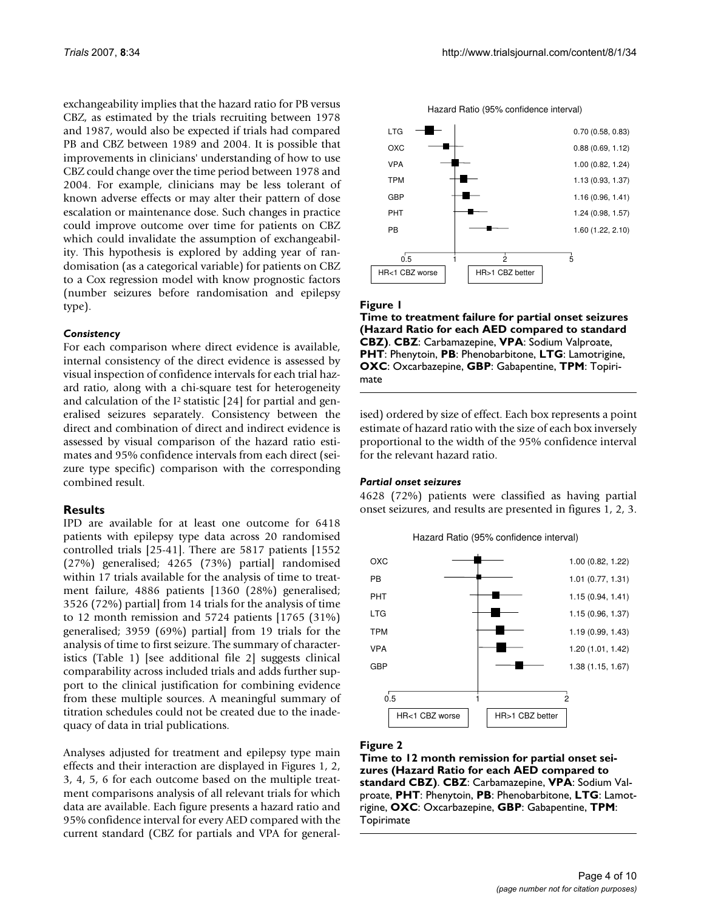exchangeability implies that the hazard ratio for PB versus CBZ, as estimated by the trials recruiting between 1978 and 1987, would also be expected if trials had compared PB and CBZ between 1989 and 2004. It is possible that improvements in clinicians' understanding of how to use CBZ could change over the time period between 1978 and 2004. For example, clinicians may be less tolerant of known adverse effects or may alter their pattern of dose escalation or maintenance dose. Such changes in practice could improve outcome over time for patients on CBZ which could invalidate the assumption of exchangeability. This hypothesis is explored by adding year of randomisation (as a categorical variable) for patients on CBZ to a Cox regression model with know prognostic factors (number seizures before randomisation and epilepsy type).

### *Consistency*

For each comparison where direct evidence is available, internal consistency of the direct evidence is assessed by visual inspection of confidence intervals for each trial hazard ratio, along with a chi-square test for heterogeneity and calculation of the $I^2$ statistic [24] for partial and generalised seizures separately. Consistency between the direct and combination of direct and indirect evidence is assessed by visual comparison of the hazard ratio estimates and 95% confidence intervals from each direct (seizure type specific) comparison with the corresponding combined result.

## Results

IPD are available for at least one outcome for 6418 patients with epilepsy type data across 20 randomised controlled trials [25-41]. There are 5817 patients [1552 (27%) generalised; 4265 (73%) partial] randomised within 17 trials available for the analysis of time to treatment failure, 4886 patients [1360 (28%) generalised; 3526 (72%) partial] from 14 trials for the analysis of time to 12 month remission and 5724 patients [1765 (31%) generalised; 3959 (69%) partial] from 19 trials for the analysis of time to first seizure. The summary of characteristics (Table 1) [see additional file 2] suggests clinical comparability across included trials and adds further support to the clinical justification for combining evidence from these multiple sources. A meaningful summary of titration schedules could not be created due to the inadequacy of data in trial publications.

Analyses adjusted for treatment and epilepsy type main effects and their interaction are displayed in Figures 1, 2, 3, 4, 5, 6 for each outcome based on the multiple treatment comparisons analysis of all relevant trials for which data are available. Each figure presents a hazard ratio and 95% confidence interval for every AED compared with the current standard (CBZ for partials and VPA for generalised) ordered by size of effect. Each box represents a point estimate of hazard ratio with the size of each box inversely proportional to the width of the 95% confidence interval for the relevant hazard ratio.

Hazard Ratio (95% confidence interval)

| AED | Hazard Ratio (95% CI) |
|---|---|
| LTG | 0.70 (0.58, 0.83) |
| OXC | 0.88 (0.69, 1.12) |
| VPA | 1.00 (0.82, 1.24) |
| TPM | 1.13 (0.93, 1.37) |
| GBP | 1.16 (0.96, 1.41) |
| PHT | 1.24 (0.98, 1.57) |
| PB | 1.60 (1.22, 2.10) |

HR<1 CBZ worse; HR>1 CBZ better

**Figure 1**

**Time to treatment failure for partial onset seizures (Hazard Ratio for each AED compared to standard CBZ)**. **CBZ**: Carbamazepine, **VPA**: Sodium Valproate, **PHT**: Phenytoin, **PB**: Phenobarbitone, **LTG**: Lamotrigine, **OXC**: Oxcarbazepine, **GBP**: Gabapentine, **TPM**: Topirimate

### *Partial onset seizures*

4628 (72%) patients were classified as having partial onset seizures, and results are presented in figures 1, 2, 3.

Hazard Ratio (95% confidence interval)

| AED | Hazard Ratio (95% CI) |
|---|---|
| OXC | 1.00 (0.82, 1.22) |
| PB | 1.01 (0.77, 1.31) |
| PHT | 1.15 (0.94, 1.41) |
| LTG | 1.15 (0.96, 1.37) |
| TPM | 1.19 (0.99, 1.43) |
| VPA | 1.20 (1.01, 1.42) |
| GBP | 1.38 (1.15, 1.67) |

HR<1 CBZ worse; HR>1 CBZ better

**Figure 2**

**Time to 12 month remission for partial onset seizures (Hazard Ratio for each AED compared to standard CBZ)**. **CBZ**: Carbamazepine, **VPA**: Sodium Valproate, **PHT**: Phenytoin, **PB**: Phenobarbitone, **LTG**: Lamotrigine, **OXC**: Oxcarbazepine, **GBP**: Gabapentine, **TPM**: Topirimate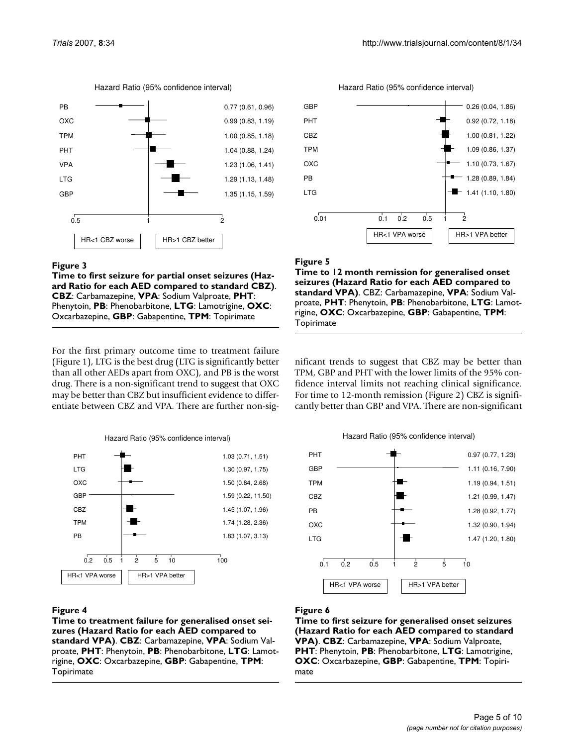Hazard Ratio (95% confidence interval)

| Drug | Hazard Ratio (95% CI) |
|---|---|
| PB | 0.77 (0.61, 0.96) |
| OXC | 0.99 (0.83, 1.19) |
| TPM | 1.00 (0.85, 1.18) |
| PHT | 1.04 (0.88, 1.24) |
| VPA | 1.23 (1.06, 1.41) |
| LTG | 1.29 (1.13, 1.48) |
| GBP | 1.35 (1.15, 1.59) |

HR<1 CBZ worse | HR>1 CBZ better

**Figure 3**

**Time to first seizure for partial onset seizures (Hazard Ratio for each AED compared to standard CBZ)**. **CBZ**: Carbamazepine, **VPA**: Sodium Valproate, **PHT**: Phenytoin, **PB**: Phenobarbitone, **LTG**: Lamotrigine, **OXC**: Oxcarbazepine, **GBP**: Gabapentine, **TPM**: Topirimate

Hazard Ratio (95% confidence interval)

| Drug | Hazard Ratio (95% CI) |
|---|---|
| GBP | 0.26 (0.04, 1.86) |
| PHT | 0.92 (0.72, 1.18) |
| CBZ | 1.00 (0.81, 1.22) |
| TPM | 1.09 (0.86, 1.37) |
| OXC | 1.10 (0.73, 1.67) |
| PB | 1.28 (0.89, 1.84) |
| LTG | 1.41 (1.10, 1.80) |

HR<1 VPA worse | HR>1 VPA better

**Figure 5**

**Time to 12 month remission for generalised onset seizures (Hazard Ratio for each AED compared to standard VPA)**. CBZ: Carbamazepine, **VPA**: Sodium Valproate, **PHT**: Phenytoin, **PB**: Phenobarbitone, **LTG**: Lamotrigine, **OXC**: Oxcarbazepine, **GBP**: Gabapentine, **TPM**: Topirimate

For the first primary outcome time to treatment failure (Figure 1), LTG is the best drug (LTG is significantly better than all other AEDs apart from OXC), and PB is the worst drug. There is a non-significant trend to suggest that OXC may be better than CBZ but insufficient evidence to differentiate between CBZ and VPA. There are further non-significant trends to suggest that CBZ may be better than TPM, GBP and PHT with the lower limits of the 95% confidence interval limits not reaching clinical significance. For time to 12-month remission (Figure 2) CBZ is significantly better than GBP and VPA. There are non-significant

Hazard Ratio (95% confidence interval)

| Drug | Hazard Ratio (95% CI) |
|---|---|
| PHT | 1.03 (0.71, 1.51) |
| LTG | 1.30 (0.97, 1.75) |
| OXC | 1.50 (0.84, 2.68) |
| GBP | 1.59 (0.22, 11.50) |
| CBZ | 1.45 (1.07, 1.96) |
| TPM | 1.74 (1.28, 2.36) |
| PB | 1.83 (1.07, 3.13) |

HR<1 VPA worse | HR>1 VPA better

**Figure 4**

**Time to treatment failure for generalised onset seizures (Hazard Ratio for each AED compared to standard VPA)**. **CBZ**: Carbamazepine, **VPA**: Sodium Valproate, **PHT**: Phenytoin, **PB**: Phenobarbitone, **LTG**: Lamotrigine, **OXC**: Oxcarbazepine, **GBP**: Gabapentine, **TPM**: Topirimate

Hazard Ratio (95% confidence interval)

| Drug | Hazard Ratio (95% CI) |
|---|---|
| PHT | 0.97 (0.77, 1.23) |
| GBP | 1.11 (0.16, 7.90) |
| TPM | 1.19 (0.94, 1.51) |
| CBZ | 1.21 (0.99, 1.47) |
| PB | 1.28 (0.92, 1.77) |
| OXC | 1.32 (0.90, 1.94) |
| LTG | 1.47 (1.20, 1.80) |

HR<1 VPA worse | HR>1 VPA better

**Figure 6**

**Time to first seizure for generalised onset seizures (Hazard Ratio for each AED compared to standard VPA)**. **CBZ**: Carbamazepine, **VPA**: Sodium Valproate, **PHT**: Phenytoin, **PB**: Phenobarbitone, **LTG**: Lamotrigine, **OXC**: Oxcarbazepine, **GBP**: Gabapentine, **TPM**: Topirimate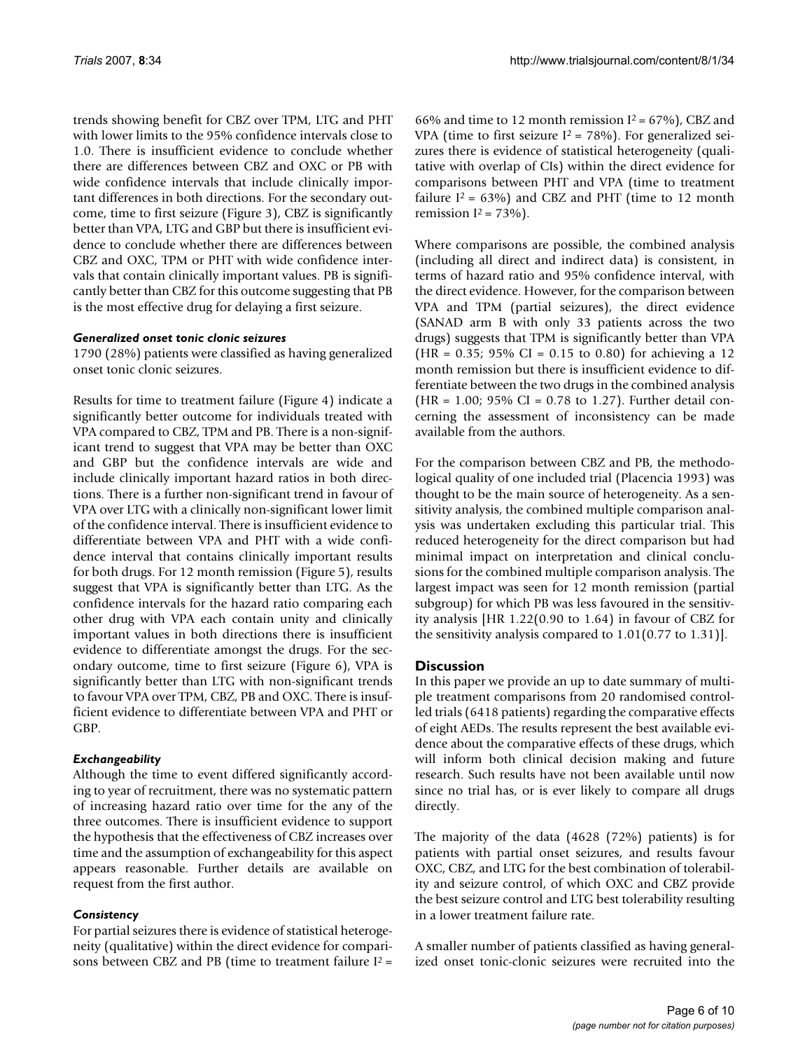trends showing benefit for CBZ over TPM, LTG and PHT with lower limits to the 95% confidence intervals close to 1.0. There is insufficient evidence to conclude whether there are differences between CBZ and OXC or PB with wide confidence intervals that include clinically important differences in both directions. For the secondary outcome, time to first seizure (Figure 3), CBZ is significantly better than VPA, LTG and GBP but there is insufficient evidence to conclude whether there are differences between CBZ and OXC, TPM or PHT with wide confidence intervals that contain clinically important values. PB is significantly better than CBZ for this outcome suggesting that PB is the most effective drug for delaying a first seizure.

#### *Generalized onset tonic clonic seizures*

1790 (28%) patients were classified as having generalized onset tonic clonic seizures.

Results for time to treatment failure (Figure 4) indicate a significantly better outcome for individuals treated with VPA compared to CBZ, TPM and PB. There is a non-significant trend to suggest that VPA may be better than OXC and GBP but the confidence intervals are wide and include clinically important hazard ratios in both directions. There is a further non-significant trend in favour of VPA over LTG with a clinically non-significant lower limit of the confidence interval. There is insufficient evidence to differentiate between VPA and PHT with a wide confidence interval that contains clinically important results for both drugs. For 12 month remission (Figure 5), results suggest that VPA is significantly better than LTG. As the confidence intervals for the hazard ratio comparing each other drug with VPA each contain unity and clinically important values in both directions there is insufficient evidence to differentiate amongst the drugs. For the secondary outcome, time to first seizure (Figure 6), VPA is significantly better than LTG with non-significant trends to favour VPA over TPM, CBZ, PB and OXC. There is insufficient evidence to differentiate between VPA and PHT or GBP.

#### *Exchangeability*

Although the time to event differed significantly according to year of recruitment, there was no systematic pattern of increasing hazard ratio over time for the any of the three outcomes. There is insufficient evidence to support the hypothesis that the effectiveness of CBZ increases over time and the assumption of exchangeability for this aspect appears reasonable. Further details are available on request from the first author.

#### *Consistency*

For partial seizures there is evidence of statistical heterogeneity (qualitative) within the direct evidence for comparisons between CBZ and PB (time to treatment failure $I^2$ = 66% and time to 12 month remission $I^2$ = 67%), CBZ and VPA (time to first seizure $I^2$ = 78%). For generalized seizures there is evidence of statistical heterogeneity (qualitative with overlap of CIs) within the direct evidence for comparisons between PHT and VPA (time to treatment failure $I^2$ = 63%) and CBZ and PHT (time to 12 month remission $I^2$ = 73%).

Where comparisons are possible, the combined analysis (including all direct and indirect data) is consistent, in terms of hazard ratio and 95% confidence interval, with the direct evidence. However, for the comparison between VPA and TPM (partial seizures), the direct evidence (SANAD arm B with only 33 patients across the two drugs) suggests that TPM is significantly better than VPA (HR = 0.35; 95% CI = 0.15 to 0.80) for achieving a 12 month remission but there is insufficient evidence to differentiate between the two drugs in the combined analysis (HR = 1.00; 95% CI = 0.78 to 1.27). Further detail concerning the assessment of inconsistency can be made available from the authors.

For the comparison between CBZ and PB, the methodological quality of one included trial (Placencia 1993) was thought to be the main source of heterogeneity. As a sensitivity analysis, the combined multiple comparison analysis was undertaken excluding this particular trial. This reduced heterogeneity for the direct comparison but had minimal impact on interpretation and clinical conclusions for the combined multiple comparison analysis. The largest impact was seen for 12 month remission (partial subgroup) for which PB was less favoured in the sensitivity analysis [HR 1.22(0.90 to 1.64) in favour of CBZ for the sensitivity analysis compared to 1.01(0.77 to 1.31)].

## Discussion

In this paper we provide an up to date summary of multiple treatment comparisons from 20 randomised controlled trials (6418 patients) regarding the comparative effects of eight AEDs. The results represent the best available evidence about the comparative effects of these drugs, which will inform both clinical decision making and future research. Such results have not been available until now since no trial has, or is ever likely to compare all drugs directly.

The majority of the data (4628 (72%) patients) is for patients with partial onset seizures, and results favour OXC, CBZ, and LTG for the best combination of tolerability and seizure control, of which OXC and CBZ provide the best seizure control and LTG best tolerability resulting in a lower treatment failure rate.

A smaller number of patients classified as having generalized onset tonic-clonic seizures were recruited into the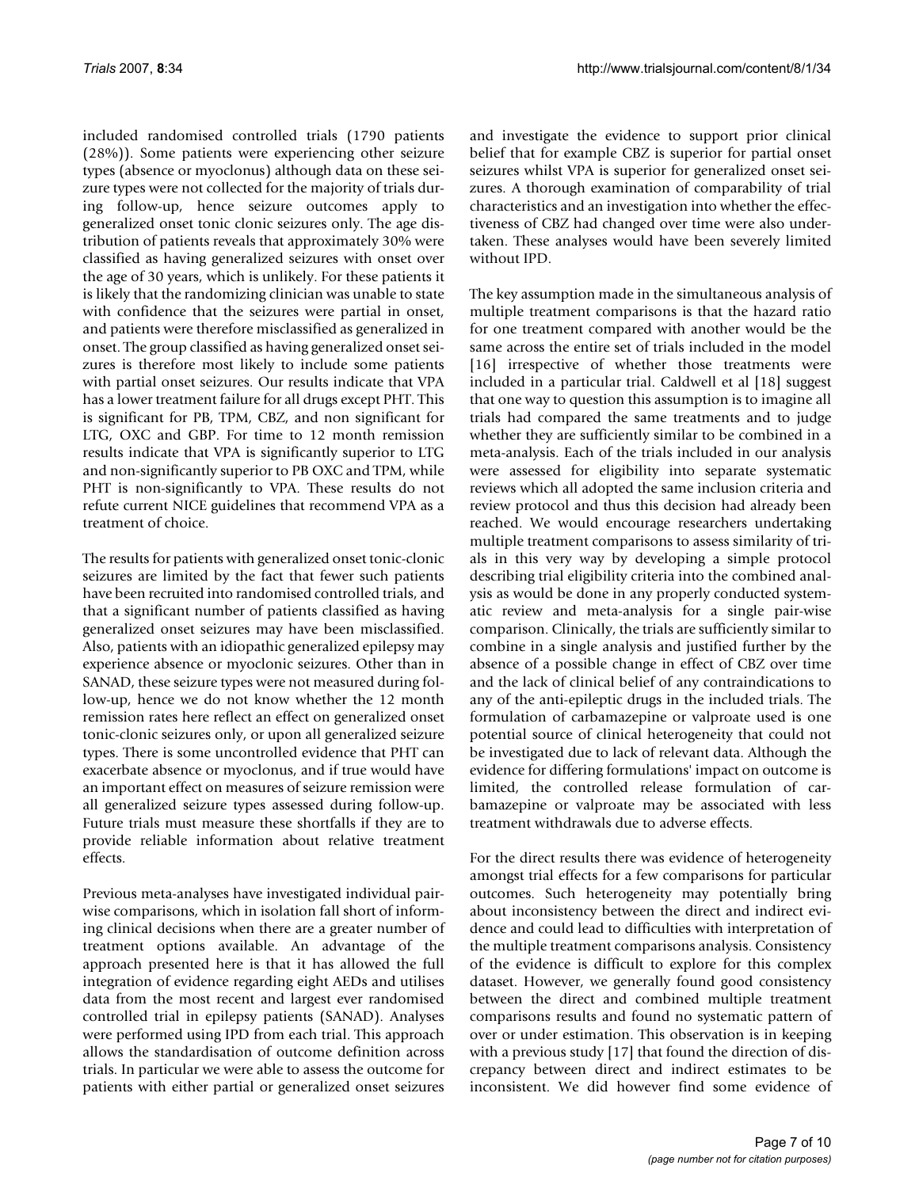included randomised controlled trials (1790 patients (28%)). Some patients were experiencing other seizure types (absence or myoclonus) although data on these seizure types were not collected for the majority of trials during follow-up, hence seizure outcomes apply to generalized onset tonic clonic seizures only. The age distribution of patients reveals that approximately 30% were classified as having generalized seizures with onset over the age of 30 years, which is unlikely. For these patients it is likely that the randomizing clinician was unable to state with confidence that the seizures were partial in onset, and patients were therefore misclassified as generalized in onset. The group classified as having generalized onset seizures is therefore most likely to include some patients with partial onset seizures. Our results indicate that VPA has a lower treatment failure for all drugs except PHT. This is significant for PB, TPM, CBZ, and non significant for LTG, OXC and GBP. For time to 12 month remission results indicate that VPA is significantly superior to LTG and non-significantly superior to PB OXC and TPM, while PHT is non-significantly to VPA. These results do not refute current NICE guidelines that recommend VPA as a treatment of choice.

The results for patients with generalized onset tonic-clonic seizures are limited by the fact that fewer such patients have been recruited into randomised controlled trials, and that a significant number of patients classified as having generalized onset seizures may have been misclassified. Also, patients with an idiopathic generalized epilepsy may experience absence or myoclonic seizures. Other than in SANAD, these seizure types were not measured during follow-up, hence we do not know whether the 12 month remission rates here reflect an effect on generalized onset tonic-clonic seizures only, or upon all generalized seizure types. There is some uncontrolled evidence that PHT can exacerbate absence or myoclonus, and if true would have an important effect on measures of seizure remission were all generalized seizure types assessed during follow-up. Future trials must measure these shortfalls if they are to provide reliable information about relative treatment effects.

Previous meta-analyses have investigated individual pair-wise comparisons, which in isolation fall short of informing clinical decisions when there are a greater number of treatment options available. An advantage of the approach presented here is that it has allowed the full integration of evidence regarding eight AEDs and utilises data from the most recent and largest ever randomised controlled trial in epilepsy patients (SANAD). Analyses were performed using IPD from each trial. This approach allows the standardisation of outcome definition across trials. In particular we were able to assess the outcome for patients with either partial or generalized onset seizures and investigate the evidence to support prior clinical belief that for example CBZ is superior for partial onset seizures whilst VPA is superior for generalized onset seizures. A thorough examination of comparability of trial characteristics and an investigation into whether the effectiveness of CBZ had changed over time were also undertaken. These analyses would have been severely limited without IPD.

The key assumption made in the simultaneous analysis of multiple treatment comparisons is that the hazard ratio for one treatment compared with another would be the same across the entire set of trials included in the model [16] irrespective of whether those treatments were included in a particular trial. Caldwell et al [18] suggest that one way to question this assumption is to imagine all trials had compared the same treatments and to judge whether they are sufficiently similar to be combined in a meta-analysis. Each of the trials included in our analysis were assessed for eligibility into separate systematic reviews which all adopted the same inclusion criteria and review protocol and thus this decision had already been reached. We would encourage researchers undertaking multiple treatment comparisons to assess similarity of trials in this very way by developing a simple protocol describing trial eligibility criteria into the combined analysis as would be done in any properly conducted systematic review and meta-analysis for a single pair-wise comparison. Clinically, the trials are sufficiently similar to combine in a single analysis and justified further by the absence of a possible change in effect of CBZ over time and the lack of clinical belief of any contraindications to any of the anti-epileptic drugs in the included trials. The formulation of carbamazepine or valproate used is one potential source of clinical heterogeneity that could not be investigated due to lack of relevant data. Although the evidence for differing formulations' impact on outcome is limited, the controlled release formulation of carbamazepine or valproate may be associated with less treatment withdrawals due to adverse effects.

For the direct results there was evidence of heterogeneity amongst trial effects for a few comparisons for particular outcomes. Such heterogeneity may potentially bring about inconsistency between the direct and indirect evidence and could lead to difficulties with interpretation of the multiple treatment comparisons analysis. Consistency of the evidence is difficult to explore for this complex dataset. However, we generally found good consistency between the direct and combined multiple treatment comparisons results and found no systematic pattern of over or under estimation. This observation is in keeping with a previous study [17] that found the direction of discrepancy between direct and indirect estimates to be inconsistent. We did however find some evidence of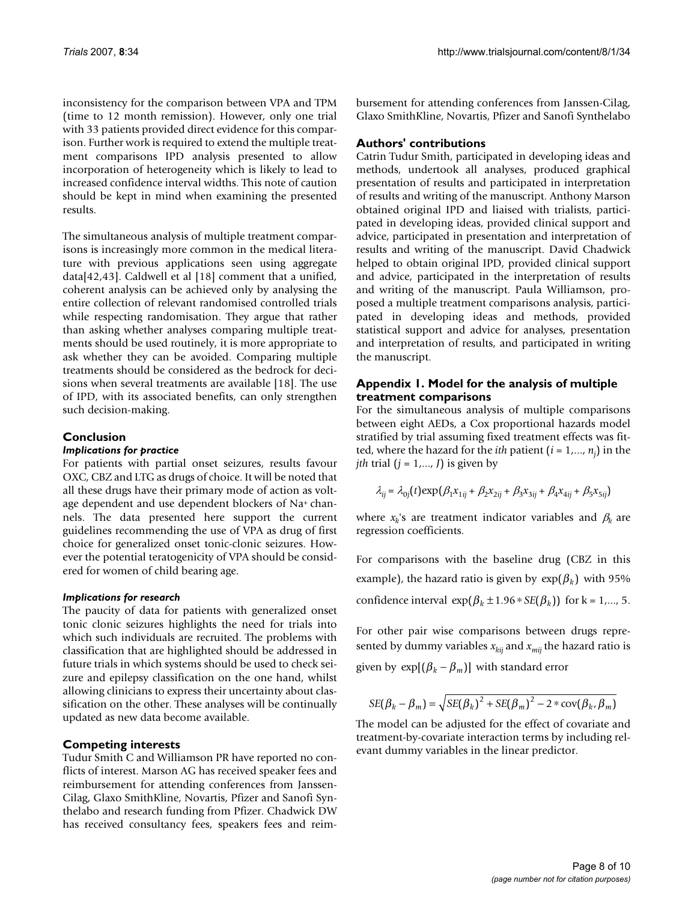inconsistency for the comparison between VPA and TPM (time to 12 month remission). However, only one trial with 33 patients provided direct evidence for this comparison. Further work is required to extend the multiple treatment comparisons IPD analysis presented to allow incorporation of heterogeneity which is likely to lead to increased confidence interval widths. This note of caution should be kept in mind when examining the presented results.

The simultaneous analysis of multiple treatment comparisons is increasingly more common in the medical literature with previous applications seen using aggregate data[42,43]. Caldwell et al [18] comment that a unified, coherent analysis can be achieved only by analysing the entire collection of relevant randomised controlled trials while respecting randomisation. They argue that rather than asking whether analyses comparing multiple treatments should be used routinely, it is more appropriate to ask whether they can be avoided. Comparing multiple treatments should be considered as the bedrock for decisions when several treatments are available [18]. The use of IPD, with its associated benefits, can only strengthen such decision-making.

## Conclusion

### *Implications for practice*

For patients with partial onset seizures, results favour OXC, CBZ and LTG as drugs of choice. It will be noted that all these drugs have their primary mode of action as voltage dependent and use dependent blockers of $Na^+$ channels. The data presented here support the current guidelines recommending the use of VPA as drug of first choice for generalized onset tonic-clonic seizures. However the potential teratogenicity of VPA should be considered for women of child bearing age.

### *Implications for research*

The paucity of data for patients with generalized onset tonic clonic seizures highlights the need for trials into which such individuals are recruited. The problems with classification that are highlighted should be addressed in future trials in which systems should be used to check seizure and epilepsy classification on the one hand, whilst allowing clinicians to express their uncertainty about classification on the other. These analyses will be continually updated as new data become available.

## Competing interests

Tudur Smith C and Williamson PR have reported no conflicts of interest. Marson AG has received speaker fees and reimbursement for attending conferences from Janssen-Cilag, Glaxo SmithKline, Novartis, Pfizer and Sanofi Synthelabo and research funding from Pfizer. Chadwick DW has received consultancy fees, speakers fees and reimbursement for attending conferences from Janssen-Cilag, Glaxo SmithKline, Novartis, Pfizer and Sanofi Synthelabo

## Authors' contributions

Catrin Tudur Smith, participated in developing ideas and methods, undertook all analyses, produced graphical presentation of results and participated in interpretation of results and writing of the manuscript. Anthony Marson obtained original IPD and liaised with trialists, participated in developing ideas, provided clinical support and advice, participated in presentation and interpretation of results and writing of the manuscript. David Chadwick helped to obtain original IPD, provided clinical support and advice, participated in the interpretation of results and writing of the manuscript. Paula Williamson, proposed a multiple treatment comparisons analysis, participated in developing ideas and methods, provided statistical support and advice for analyses, presentation and interpretation of results, and participated in writing the manuscript.

## Appendix 1. Model for the analysis of multiple treatment comparisons

For the simultaneous analysis of multiple comparisons between eight AEDs, a Cox proportional hazards model stratified by trial assuming fixed treatment effects was fitted, where the hazard for the *ith* patient ($i = 1,..., n_j$) in the *jth* trial ($j = 1,..., J$) is given by

$$\lambda_{ij} = \lambda_{0j}(t)\exp(\beta_1 x_{1ij} + \beta_2 x_{2ij} + \beta_3 x_{3ij} + \beta_4 x_{4ij} + \beta_5 x_{5ij})$$

where $x_k$'s are treatment indicator variables and $\beta_k$ are regression coefficients.

For comparisons with the baseline drug (CBZ in this example), the hazard ratio is given by $\exp(\beta_k)$ with 95% confidence interval $\exp(\beta_k \pm 1.96 * SE(\beta_k))$ for k = 1,..., 5.

For other pair wise comparisons between drugs represented by dummy variables $x_{kij}$ and $x_{mij}$ the hazard ratio is given by $\exp[(\beta_k - \beta_m)]$ with standard error

$$SE(\beta_k - \beta_m) = \sqrt{SE(\beta_k)^2 + SE(\beta_m)^2 - 2 * \text{cov}(\beta_k, \beta_m)}$$

The model can be adjusted for the effect of covariate and treatment-by-covariate interaction terms by including relevant dummy variables in the linear predictor.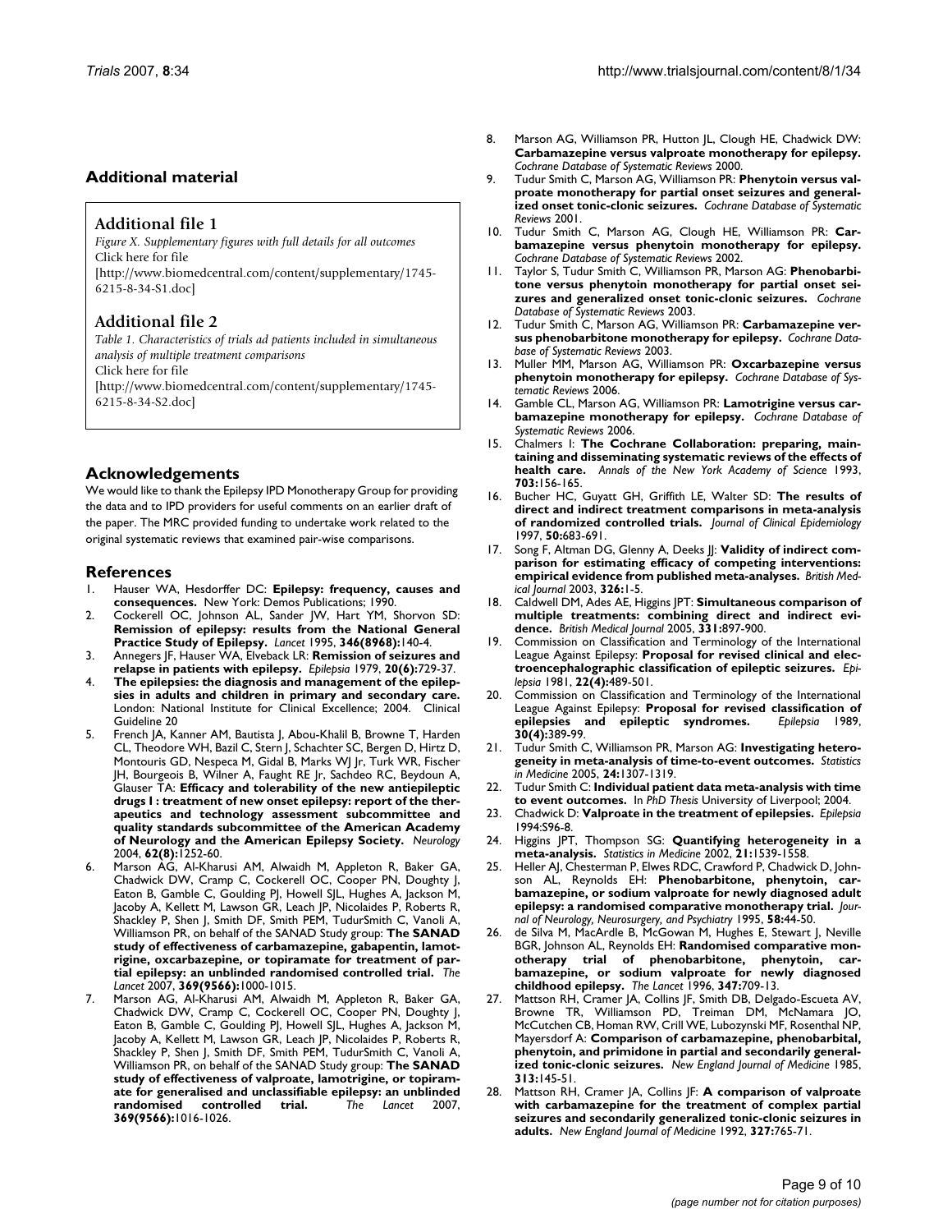## Additional material

### Additional file 1

*Figure X. Supplementary figures with full details for all outcomes*
Click here for file
[http://www.biomedcentral.com/content/supplementary/1745-6215-8-34-S1.doc]

### Additional file 2

*Table 1. Characteristics of trials ad patients included in simultaneous analysis of multiple treatment comparisons*
Click here for file
[http://www.biomedcentral.com/content/supplementary/1745-6215-8-34-S2.doc]

## Acknowledgements

We would like to thank the Epilepsy IPD Monotherapy Group for providing the data and to IPD providers for useful comments on an earlier draft of the paper. The MRC provided funding to undertake work related to the original systematic reviews that examined pair-wise comparisons.

## References

1. Hauser WA, Hesdorffer DC: **Epilepsy: frequency, causes and consequences.** New York: Demos Publications; 1990.
2. Cockerell OC, Johnson AL, Sander JW, Hart YM, Shorvon SD: **Remission of epilepsy: results from the National General Practice Study of Epilepsy.** *Lancet* 1995, **346(8968):**140-4.
3. Annegers JF, Hauser WA, Elveback LR: **Remission of seizures and relapse in patients with epilepsy.** *Epilepsia* 1979, **20(6):**729-37.
4. **The epilepsies: the diagnosis and management of the epilepsies in adults and children in primary and secondary care.** London: National Institute for Clinical Excellence; 2004. Clinical Guideline 20
5. French JA, Kanner AM, Bautista J, Abou-Khalil B, Browne T, Harden CL, Theodore WH, Bazil C, Stern J, Schachter SC, Bergen D, Hirtz D, Montouris GD, Nespeca M, Gidal B, Marks WJ Jr, Turk WR, Fischer JH, Bourgeois B, Wilner A, Faught RE Jr, Sachdeo RC, Beydoun A, Glauser TA: **Efficacy and tolerability of the new antiepileptic drugs I : treatment of new onset epilepsy: report of the therapeutics and technology assessment subcommittee and quality standards subcommittee of the American Academy of Neurology and the American Epilepsy Society.** *Neurology* 2004, **62(8):**1252-60.
6. Marson AG, Al-Kharusi AM, Alwaidh M, Appleton R, Baker GA, Chadwick DW, Cramp C, Cockerell OC, Cooper PN, Doughty J, Eaton B, Gamble C, Goulding PJ, Howell SJL, Hughes A, Jackson M, Jacoby A, Kellett M, Lawson GR, Leach JP, Nicolaides P, Roberts R, Shackley P, Shen J, Smith DF, Smith PEM, TudurSmith C, Vanoli A, Williamson PR, on behalf of the SANAD Study group: **The SANAD study of effectiveness of carbamazepine, gabapentin, lamotrigine, oxcarbazepine, or topiramate for treatment of partial epilepsy: an unblinded randomised controlled trial.** *The Lancet* 2007, **369(9566):**1000-1015.
7. Marson AG, Al-Kharusi AM, Alwaidh M, Appleton R, Baker GA, Chadwick DW, Cramp C, Cockerell OC, Cooper PN, Doughty J, Eaton B, Gamble C, Goulding PJ, Howell SJL, Hughes A, Jackson M, Jacoby A, Kellett M, Lawson GR, Leach JP, Nicolaides P, Roberts R, Shackley P, Shen J, Smith DF, Smith PEM, TudurSmith C, Vanoli A, Williamson PR, on behalf of the SANAD Study group: **The SANAD study of effectiveness of valproate, lamotrigine, or topiramate for generalised and unclassifiable epilepsy: an unblinded randomised controlled trial.** *The Lancet* 2007, **369(9566):**1016-1026.
8. Marson AG, Williamson PR, Hutton JL, Clough HE, Chadwick DW: **Carbamazepine versus valproate monotherapy for epilepsy.** *Cochrane Database of Systematic Reviews* 2000.
9. Tudur Smith C, Marson AG, Williamson PR: **Phenytoin versus valproate monotherapy for partial onset seizures and generalized onset tonic-clonic seizures.** *Cochrane Database of Systematic Reviews* 2001.
10. Tudur Smith C, Marson AG, Clough HE, Williamson PR: **Carbamazepine versus phenytoin monotherapy for epilepsy.** *Cochrane Database of Systematic Reviews* 2002.
11. Taylor S, Tudur Smith C, Williamson PR, Marson AG: **Phenobarbitone versus phenytoin monotherapy for partial onset seizures and generalized onset tonic-clonic seizures.** *Cochrane Database of Systematic Reviews* 2003.
12. Tudur Smith C, Marson AG, Williamson PR: **Carbamazepine versus phenobarbitone monotherapy for epilepsy.** *Cochrane Database of Systematic Reviews* 2003.
13. Muller MM, Marson AG, Williamson PR: **Oxcarbazepine versus phenytoin monotherapy for epilepsy.** *Cochrane Database of Systematic Reviews* 2006.
14. Gamble CL, Marson AG, Williamson PR: **Lamotrigine versus carbamazepine monotherapy for epilepsy.** *Cochrane Database of Systematic Reviews* 2006.
15. Chalmers I: **The Cochrane Collaboration: preparing, maintaining and disseminating systematic reviews of the effects of health care.** *Annals of the New York Academy of Science* 1993, **703:**156-165.
16. Bucher HC, Guyatt GH, Griffith LE, Walter SD: **The results of direct and indirect treatment comparisons in meta-analysis of randomized controlled trials.** *Journal of Clinical Epidemiology* 1997, **50:**683-691.
17. Song F, Altman DG, Glenny A, Deeks JJ: **Validity of indirect comparison for estimating efficacy of competing interventions: empirical evidence from published meta-analyses.** *British Medical Journal* 2003, **326:**1-5.
18. Caldwell DM, Ades AE, Higgins JPT: **Simultaneous comparison of multiple treatments: combining direct and indirect evidence.** *British Medical Journal* 2005, **331:**897-900.
19. Commission on Classification and Terminology of the International League Against Epilepsy: **Proposal for revised clinical and electroencephalographic classification of epileptic seizures.** *Epilepsia* 1981, **22(4):**489-501.
20. Commission on Classification and Terminology of the International League Against Epilepsy: **Proposal for revised classification of epilepsies and epileptic syndromes.** *Epilepsia* 1989, **30(4):**389-99.
21. Tudur Smith C, Williamson PR, Marson AG: **Investigating heterogeneity in meta-analysis of time-to-event outcomes.** *Statistics in Medicine* 2005, **24:**1307-1319.
22. Tudur Smith C: **Individual patient data meta-analysis with time to event outcomes.** In *PhD Thesis* University of Liverpool; 2004.
23. Chadwick D: **Valproate in the treatment of epilepsies.** *Epilepsia* 1994:S96-8.
24. Higgins JPT, Thompson SG: **Quantifying heterogeneity in a meta-analysis.** *Statistics in Medicine* 2002, **21:**1539-1558.
25. Heller AJ, Chesterman P, Elwes RDC, Crawford P, Chadwick D, Johnson AL, Reynolds EH: **Phenobarbitone, phenytoin, carbamazepine, or sodium valproate for newly diagnosed adult epilepsy: a randomised comparative monotherapy trial.** *Journal of Neurology, Neurosurgery, and Psychiatry* 1995, **58:**44-50.
26. de Silva M, MacArdle B, McGowan M, Hughes E, Stewart J, Neville BGR, Johnson AL, Reynolds EH: **Randomised comparative monotherapy trial of phenobarbitone, phenytoin, carbamazepine, or sodium valproate for newly diagnosed childhood epilepsy.** *The Lancet* 1996, **347:**709-13.
27. Mattson RH, Cramer JA, Collins JF, Smith DB, Delgado-Escueta AV, Browne TR, Williamson PD, Treiman DM, McNamara JO, McCutchen CB, Homan RW, Crill WE, Lubozynski MF, Rosenthal NP, Mayersdorf A: **Comparison of carbamazepine, phenobarbital, phenytoin, and primidone in partial and secondarily generalized tonic-clonic seizures.** *New England Journal of Medicine* 1985, **313:**145-51.
28. Mattson RH, Cramer JA, Collins JF: **A comparison of valproate with carbamazepine for the treatment of complex partial seizures and secondarily generalized tonic-clonic seizures in adults.** *New England Journal of Medicine* 1992, **327:**765-71.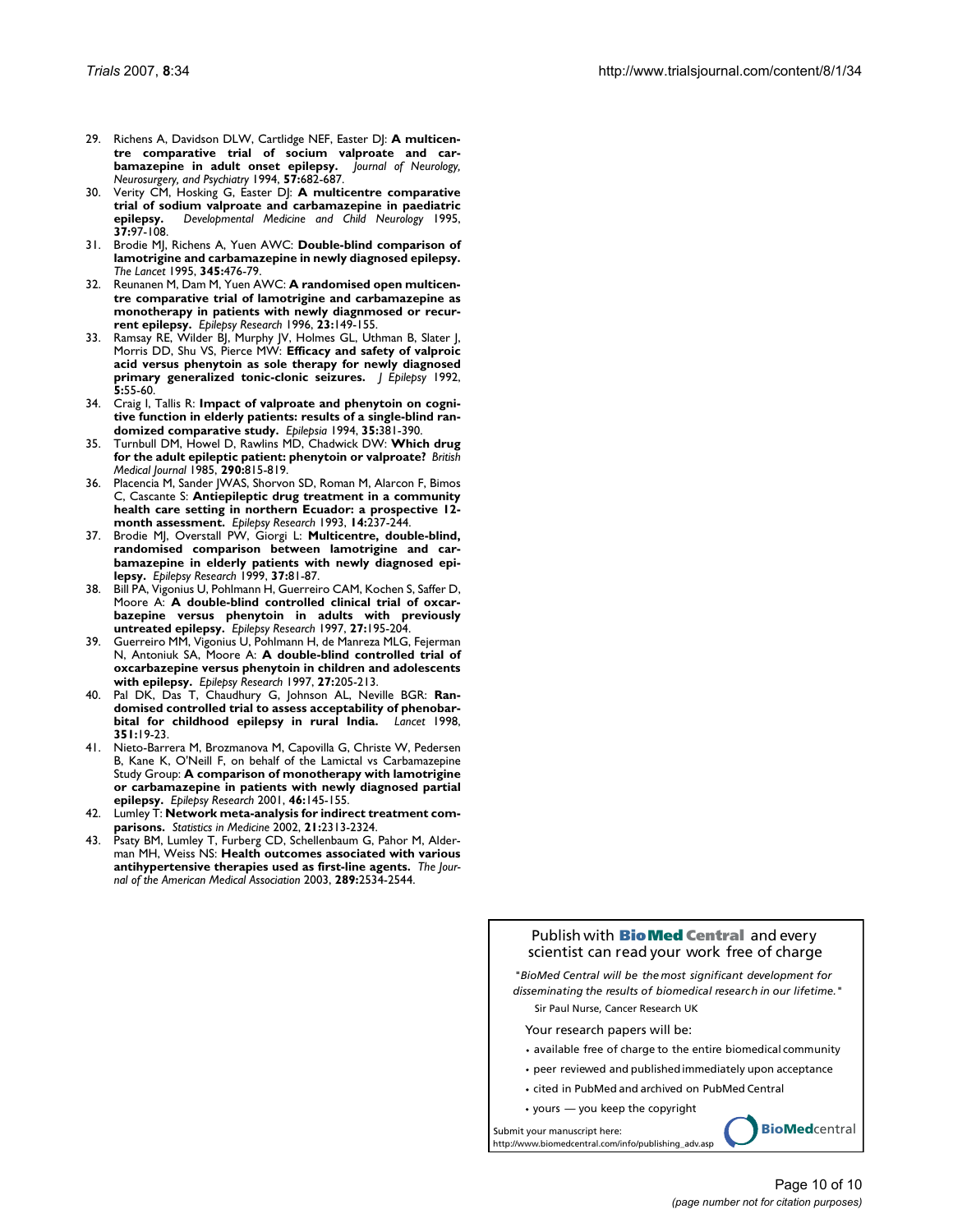29. Richens A, Davidson DLW, Cartlidge NEF, Easter DJ: **A multicentre comparative trial of socium valproate and carbamazepine in adult onset epilepsy.** *Journal of Neurology, Neurosurgery, and Psychiatry* 1994, **57:**682-687.
30. Verity CM, Hosking G, Easter DJ: **A multicentre comparative trial of sodium valproate and carbamazepine in paediatric epilepsy.** *Developmental Medicine and Child Neurology* 1995, **37:**97-108.
31. Brodie MJ, Richens A, Yuen AWC: **Double-blind comparison of lamotrigine and carbamazepine in newly diagnosed epilepsy.** *The Lancet* 1995, **345:**476-79.
32. Reunanen M, Dam M, Yuen AWC: **A randomised open multicentre comparative trial of lamotrigine and carbamazepine as monotherapy in patients with newly diagnmosed or recurrent epilepsy.** *Epilepsy Research* 1996, **23:**149-155.
33. Ramsay RE, Wilder BJ, Murphy JV, Holmes GL, Uthman B, Slater J, Morris DD, Shu VS, Pierce MW: **Efficacy and safety of valproic acid versus phenytoin as sole therapy for newly diagnosed primary generalized tonic-clonic seizures.** *J Epilepsy* 1992, **5:**55-60.
34. Craig I, Tallis R: **Impact of valproate and phenytoin on cognitive function in elderly patients: results of a single-blind randomized comparative study.** *Epilepsia* 1994, **35:**381-390.
35. Turnbull DM, Howel D, Rawlins MD, Chadwick DW: **Which drug for the adult epileptic patient: phenytoin or valproate?** *British Medical Journal* 1985, **290:**815-819.
36. Placencia M, Sander JWAS, Shorvon SD, Roman M, Alarcon F, Bimos C, Cascante S: **Antiepileptic drug treatment in a community health care setting in northern Ecuador: a prospective 12-month assessment.** *Epilepsy Research* 1993, **14:**237-244.
37. Brodie MJ, Overstall PW, Giorgi L: **Multicentre, double-blind, randomised comparison between lamotrigine and carbamazepine in elderly patients with newly diagnosed epilepsy.** *Epilepsy Research* 1999, **37:**81-87.
38. Bill PA, Vigonius U, Pohlmann H, Guerreiro CAM, Kochen S, Saffer D, Moore A: **A double-blind controlled clinical trial of oxcarbazepine versus phenytoin in adults with previously untreated epilepsy.** *Epilepsy Research* 1997, **27:**195-204.
39. Guerreiro MM, Vigonius U, Pohlmann H, de Manreza MLG, Fejerman N, Antoniuk SA, Moore A: **A double-blind controlled trial of oxcarbazepine versus phenytoin in children and adolescents with epilepsy.** *Epilepsy Research* 1997, **27:**205-213.
40. Pal DK, Das T, Chaudhury G, Johnson AL, Neville BGR: **Randomised controlled trial to assess acceptability of phenobarbital for childhood epilepsy in rural India.** *Lancet* 1998, **351:**19-23.
41. Nieto-Barrera M, Brozmanova M, Capovilla G, Christe W, Pedersen B, Kane K, O'Neill F, on behalf of the Lamictal vs Carbamazepine Study Group: **A comparison of monotherapy with lamotrigine or carbamazepine in patients with newly diagnosed partial epilepsy.** *Epilepsy Research* 2001, **46:**145-155.
42. Lumley T: **Network meta-analysis for indirect treatment comparisons.** *Statistics in Medicine* 2002, **21:**2313-2324.
43. Psaty BM, Lumley T, Furberg CD, Schellenbaum G, Pahor M, Alderman MH, Weiss NS: **Health outcomes associated with various antihypertensive therapies used as first-line agents.** *The Journal of the American Medical Association* 2003, **289:**2534-2544.

Publish with **BioMed Central** and every scientist can read your work free of charge

*"BioMed Central will be the most significant development for disseminating the results of biomedical research in our lifetime."*

Sir Paul Nurse, Cancer Research UK

Your research papers will be:

- available free of charge to the entire biomedical community
- peer reviewed and published immediately upon acceptance
- cited in PubMed and archived on PubMed Central
- yours — you keep the copyright

Submit your manuscript here:
http://www.biomedcentral.com/info/publishing_adv.asp

**BioMed**central